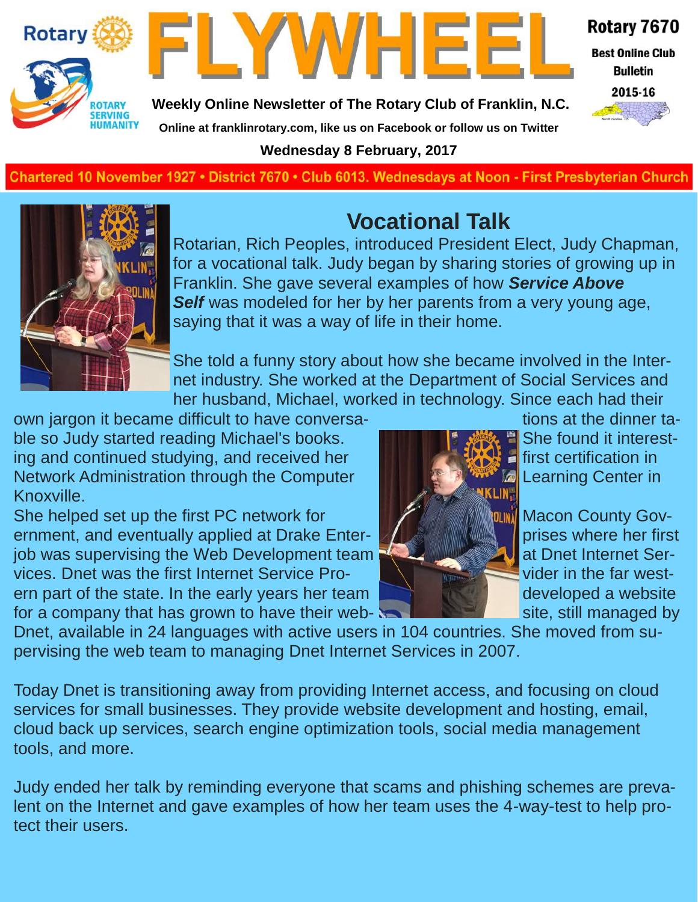# FLYWHEEL

**Weekly Online Newsletter of The Rotary Club of Franklin, N.C.**

**Online at franklinrotary.com, like us on Facebook or follow us on Twitter**

**Wednesday 8 February, 2017**

**Rotary 7670**

**Best Online Club Bulletin 2015-16**

**Chartered 10 November 1927 • District 7670 • Club 6013. Wednesdays at Noon - First Presbyterian Church**

## Vocational Talk

Rotarian, Rich Peoples, introduced President Elect, Judy Chapman, for a vocational talk. Judy began by sharing stories of growing up in Franklin. She gave several examples of how ***Service Above Self*** was modeled for her by her parents from a very young age, saying that it was a way of life in their home.

She told a funny story about how she became involved in the Internet industry. She worked at the Department of Social Services and her husband, Michael, worked in technology. Since each had their own jargon it became difficult to have conversations at the dinner table so Judy started reading Michael's books. She found it interesting and continued studying, and received her first certification in Network Administration through the Computer Learning Center in Knoxville.

She helped set up the first PC network for Macon County Government, and eventually applied at Drake Enterprises where her first job was supervising the Web Development team at Dnet Internet Services. Dnet was the first Internet Service Provider in the far western part of the state. In the early years her team developed a website for a company that has grown to have their website, still managed by Dnet, available in 24 languages with active users in 104 countries. She moved from supervising the web team to managing Dnet Internet Services in 2007.

Today Dnet is transitioning away from providing Internet access, and focusing on cloud services for small businesses. They provide website development and hosting, email, cloud back up services, search engine optimization tools, social media management tools, and more.

Judy ended her talk by reminding everyone that scams and phishing schemes are prevalent on the Internet and gave examples of how her team uses the 4-way-test to help protect their users.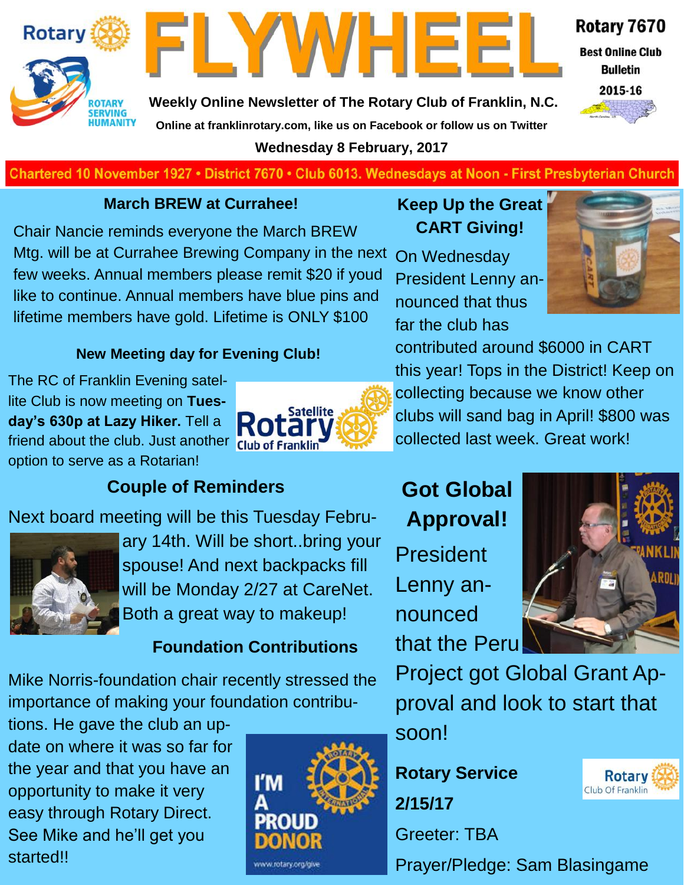# FLYWHEEL

Rotary 7670

Best Online Club Bulletin

2015-16

Weekly Online Newsletter of The Rotary Club of Franklin, N.C.

Online at franklinrotary.com, like us on Facebook or follow us on Twitter

Wednesday 8 February, 2017

Chartered 10 November 1927 • District 7670 • Club 6013. Wednesdays at Noon - First Presbyterian Church

### March BREW at Currahee!

Chair Nancie reminds everyone the March BREW Mtg. will be at Currahee Brewing Company in the next few weeks. Annual members please remit $20 if youd like to continue. Annual members have blue pins and lifetime members have gold. Lifetime is ONLY $100

### New Meeting day for Evening Club!

The RC of Franklin Evening satellite Club is now meeting on **Tuesday's 630p at Lazy Hiker.** Tell a friend about the club. Just another option to serve as a Rotarian!

### Couple of Reminders

Next board meeting will be this Tuesday February 14th. Will be short..bring your spouse! And next backpacks fill will be Monday 2/27 at CareNet. Both a great way to makeup!

### Foundation Contributions

Mike Norris-foundation chair recently stressed the importance of making your foundation contributions. He gave the club an update on where it was so far for the year and that you have an opportunity to make it very easy through Rotary Direct. See Mike and he'll get you started!!

### Keep Up the Great CART Giving!

On Wednesday President Lenny announced that thus far the club has contributed around $6000 in CART this year! Tops in the District! Keep on collecting because we know other clubs will sand bag in April! $800 was collected last week. Great work!

### Got Global Approval!

President Lenny announced that the Peru Project got Global Grant Approval and look to start that soon!

**Rotary Service**

**2/15/17**

Greeter: TBA

Prayer/Pledge: Sam Blasingame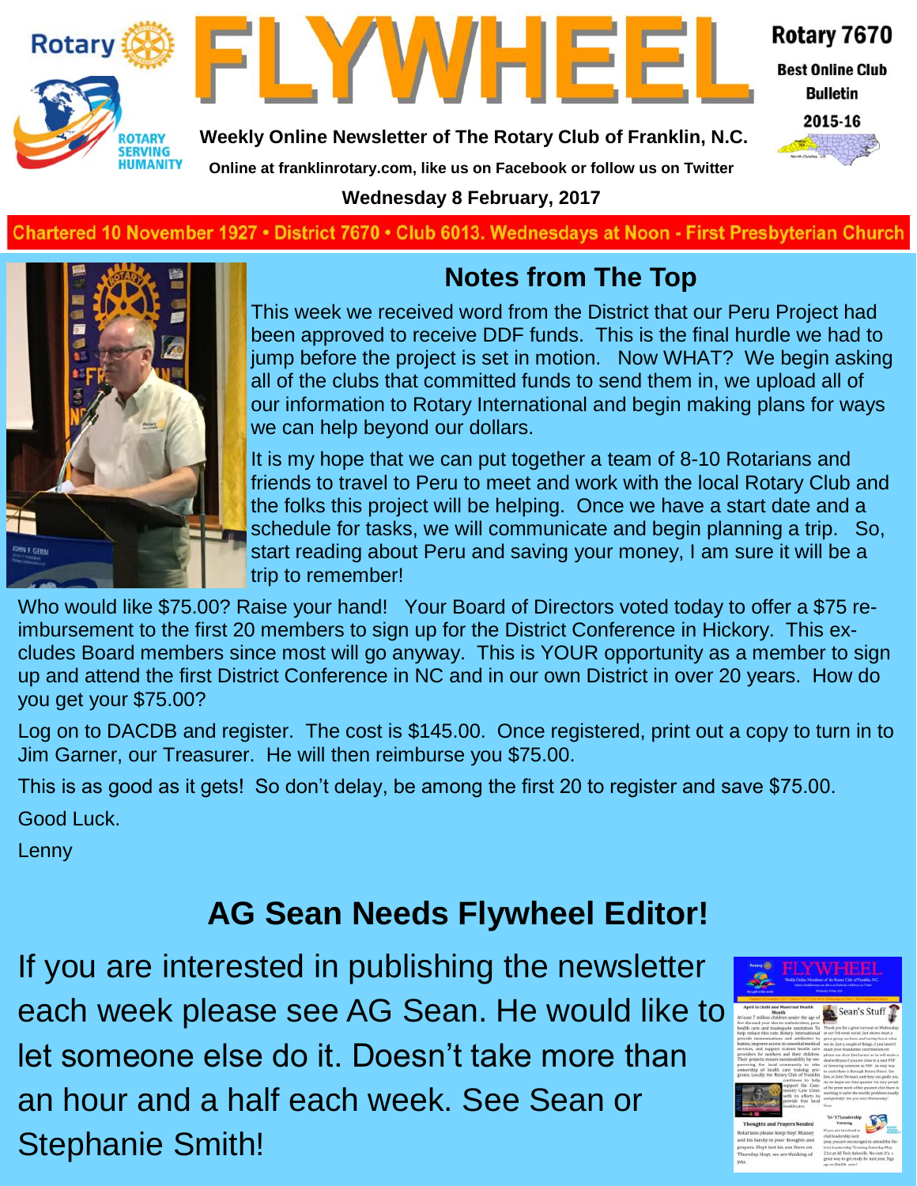# FLYWHEEL

**Rotary 7670**

**Best Online Club Bulletin**

**2015-16**

**Weekly Online Newsletter of The Rotary Club of Franklin, N.C.**

**Online at franklinrotary.com, like us on Facebook or follow us on Twitter**

**Wednesday 8 February, 2017**

**Chartered 10 November 1927 • District 7670 • Club 6013. Wednesdays at Noon - First Presbyterian Church**

## Notes from The Top

This week we received word from the District that our Peru Project had been approved to receive DDF funds. This is the final hurdle we had to jump before the project is set in motion. Now WHAT? We begin asking all of the clubs that committed funds to send them in, we upload all of our information to Rotary International and begin making plans for ways we can help beyond our dollars.

It is my hope that we can put together a team of 8-10 Rotarians and friends to travel to Peru to meet and work with the local Rotary Club and the folks this project will be helping. Once we have a start date and a schedule for tasks, we will communicate and begin planning a trip. So, start reading about Peru and saving your money, I am sure it will be a trip to remember!

Who would like $75.00? Raise your hand! Your Board of Directors voted today to offer a $75 re-imbursement to the first 20 members to sign up for the District Conference in Hickory. This ex-cludes Board members since most will go anyway. This is YOUR opportunity as a member to sign up and attend the first District Conference in NC and in our own District in over 20 years. How do you get your $75.00?

Log on to DACDB and register. The cost is $145.00. Once registered, print out a copy to turn in to Jim Garner, our Treasurer. He will then reimburse you $75.00.

This is as good as it gets! So don't delay, be among the first 20 to register and save $75.00.

Good Luck.

Lenny

## AG Sean Needs Flywheel Editor!

If you are interested in publishing the newsletter each week please see AG Sean. He would like to let someone else do it. Doesn't take more than an hour and a half each week. See Sean or Stephanie Smith!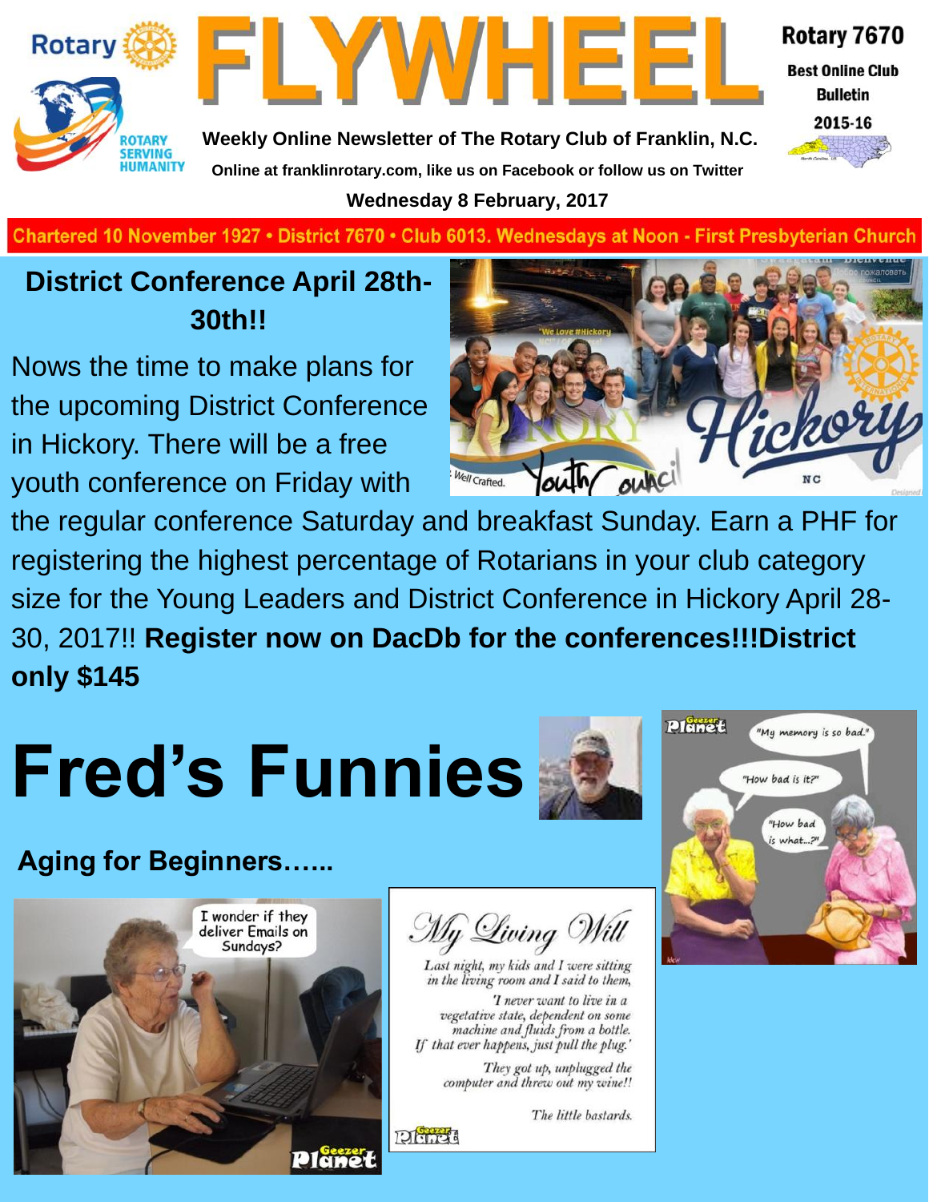# FLYWHEEL

Rotary 7670
Best Online Club Bulletin
2015-16

**Weekly Online Newsletter of The Rotary Club of Franklin, N.C.**

**Online at franklinrotary.com, like us on Facebook or follow us on Twitter**

**Wednesday 8 February, 2017**

Chartered 10 November 1927 • District 7670 • Club 6013. Wednesdays at Noon - First Presbyterian Church

## District Conference April 28th-30th!!

Nows the time to make plans for the upcoming District Conference in Hickory. There will be a free youth conference on Friday with the regular conference Saturday and breakfast Sunday. Earn a PHF for registering the highest percentage of Rotarians in your club category size for the Young Leaders and District Conference in Hickory April 28-30, 2017!! **Register now on DacDb for the conferences!!!District only $145**

# Fred's Funnies

### Aging for Beginners…...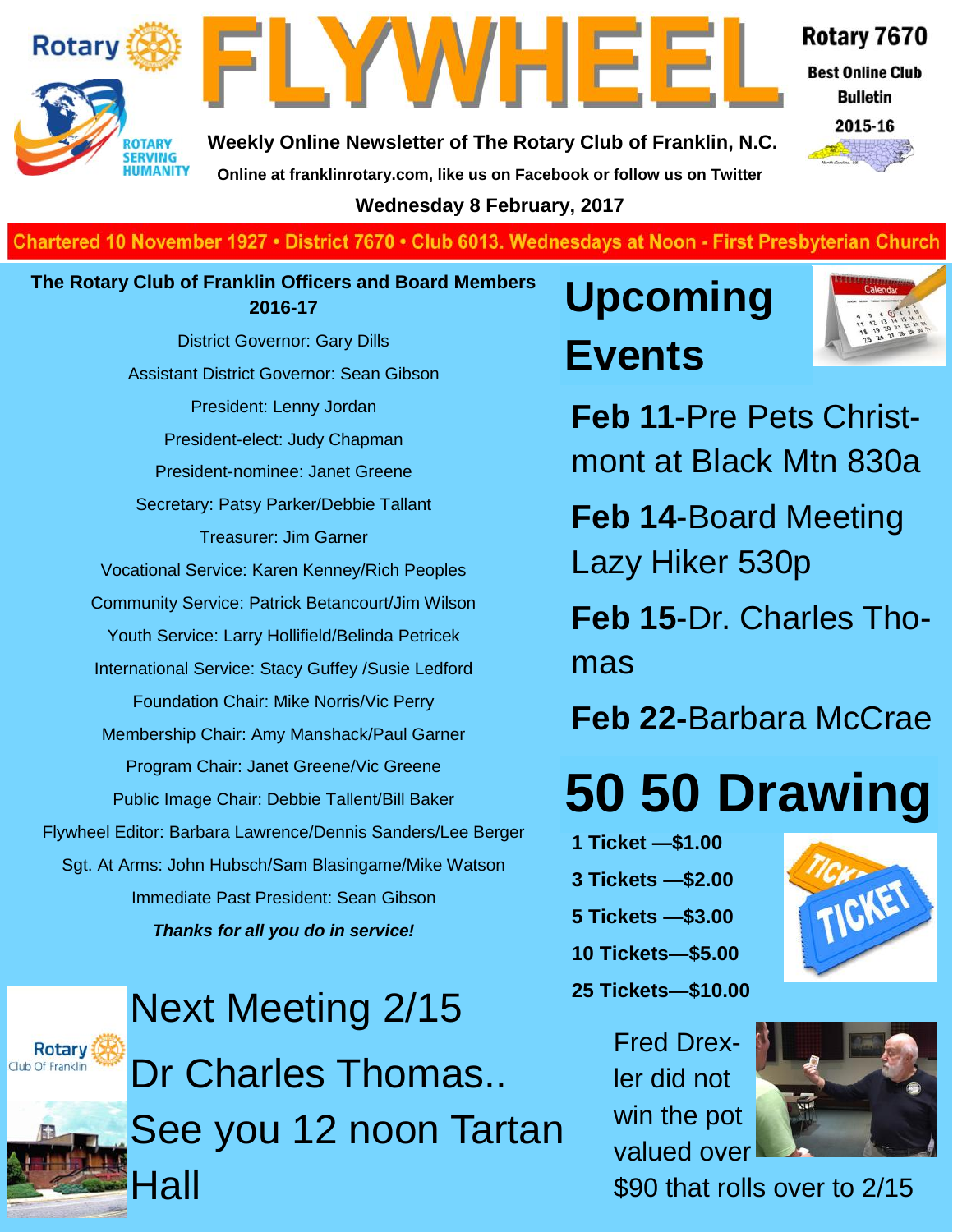Rotary

ROTARY SERVING HUMANITY

# FLYWHEEL

**Weekly Online Newsletter of The Rotary Club of Franklin, N.C.**

**Online at franklinrotary.com, like us on Facebook or follow us on Twitter**

**Wednesday 8 February, 2017**

**Rotary 7670**

**Best Online Club Bulletin**

**2015-16**

**Chartered 10 November 1927 • District 7670 • Club 6013. Wednesdays at Noon - First Presbyterian Church**

**The Rotary Club of Franklin Officers and Board Members 2016-17**

District Governor: Gary Dills

Assistant District Governor: Sean Gibson

President: Lenny Jordan

President-elect: Judy Chapman

President-nominee: Janet Greene

Secretary: Patsy Parker/Debbie Tallant

Treasurer: Jim Garner

Vocational Service: Karen Kenney/Rich Peoples

Community Service: Patrick Betancourt/Jim Wilson

Youth Service: Larry Hollifield/Belinda Petricek

International Service: Stacy Guffey /Susie Ledford

Foundation Chair: Mike Norris/Vic Perry

Membership Chair: Amy Manshack/Paul Garner

Program Chair: Janet Greene/Vic Greene

Public Image Chair: Debbie Tallent/Bill Baker

Flywheel Editor: Barbara Lawrence/Dennis Sanders/Lee Berger

Sgt. At Arms: John Hubsch/Sam Blasingame/Mike Watson

Immediate Past President: Sean Gibson

***Thanks for all you do in service!***

## Next Meeting 2/15

## Dr Charles Thomas..

## See you 12 noon Tartan Hall

## Upcoming Events

**Feb 11**-Pre Pets Christmont at Black Mtn 830a

**Feb 14**-Board Meeting Lazy Hiker 530p

**Feb 15**-Dr. Charles Thomas

**Feb 22-**Barbara McCrae

## 50 50 Drawing

**1 Ticket —$1.00**

**3 Tickets —$2.00**

**5 Tickets —$3.00**

**10 Tickets—$5.00**

**25 Tickets—$10.00**

Fred Drexler did not win the pot valued over $90 that rolls over to 2/15